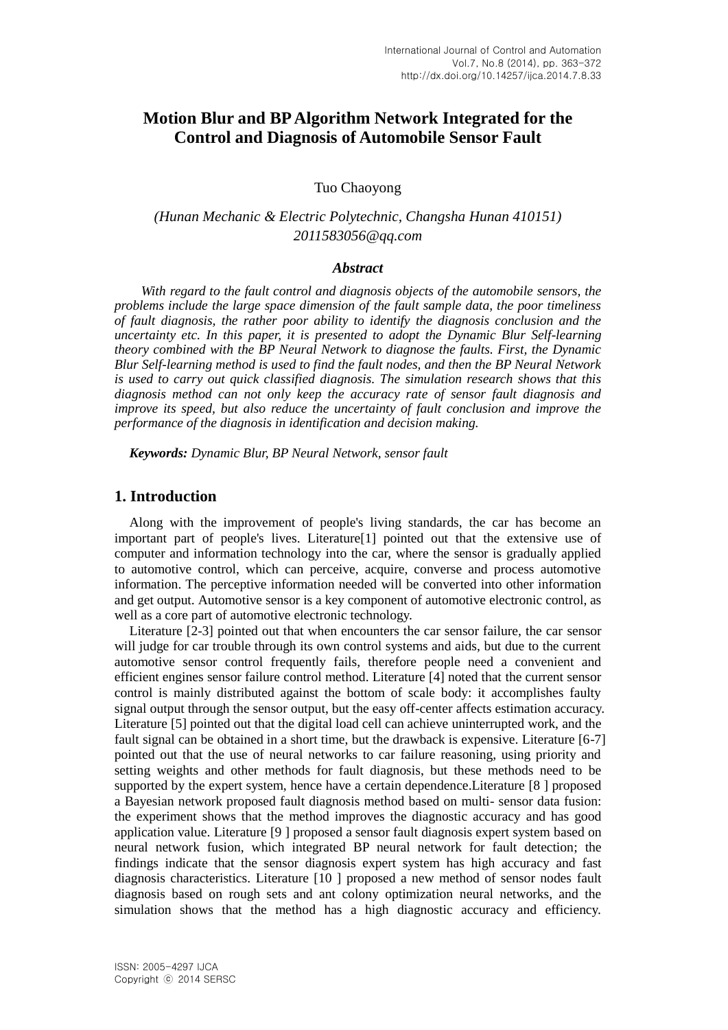# Motion Blur and BP Algorithm Network Integrated for the Control and Diagnosis of Automobile Sensor Fault

Tuo Chaoyong

*(Hunan Mechanic & Electric Polytechnic, Changsha Hunan 410151)*
*2011583056@qq.com*

### *Abstract*

*With regard to the fault control and diagnosis objects of the automobile sensors, the problems include the large space dimension of the fault sample data, the poor timeliness of fault diagnosis, the rather poor ability to identify the diagnosis conclusion and the uncertainty etc. In this paper, it is presented to adopt the Dynamic Blur Self-learning theory combined with the BP Neural Network to diagnose the faults. First, the Dynamic Blur Self-learning method is used to find the fault nodes, and then the BP Neural Network is used to carry out quick classified diagnosis. The simulation research shows that this diagnosis method can not only keep the accuracy rate of sensor fault diagnosis and improve its speed, but also reduce the uncertainty of fault conclusion and improve the performance of the diagnosis in identification and decision making.*

***Keywords:*** *Dynamic Blur, BP Neural Network, sensor fault*

## 1. Introduction

Along with the improvement of people's living standards, the car has become an important part of people's lives. Literature[1] pointed out that the extensive use of computer and information technology into the car, where the sensor is gradually applied to automotive control, which can perceive, acquire, converse and process automotive information. The perceptive information needed will be converted into other information and get output. Automotive sensor is a key component of automotive electronic control, as well as a core part of automotive electronic technology.

Literature [2-3] pointed out that when encounters the car sensor failure, the car sensor will judge for car trouble through its own control systems and aids, but due to the current automotive sensor control frequently fails, therefore people need a convenient and efficient engines sensor failure control method. Literature [4] noted that the current sensor control is mainly distributed against the bottom of scale body: it accomplishes faulty signal output through the sensor output, but the easy off-center affects estimation accuracy. Literature [5] pointed out that the digital load cell can achieve uninterrupted work, and the fault signal can be obtained in a short time, but the drawback is expensive. Literature [6-7] pointed out that the use of neural networks to car failure reasoning, using priority and setting weights and other methods for fault diagnosis, but these methods need to be supported by the expert system, hence have a certain dependence.Literature [8 ] proposed a Bayesian network proposed fault diagnosis method based on multi- sensor data fusion: the experiment shows that the method improves the diagnostic accuracy and has good application value. Literature [9 ] proposed a sensor fault diagnosis expert system based on neural network fusion, which integrated BP neural network for fault detection; the findings indicate that the sensor diagnosis expert system has high accuracy and fast diagnosis characteristics. Literature [10 ] proposed a new method of sensor nodes fault diagnosis based on rough sets and ant colony optimization neural networks, and the simulation shows that the method has a high diagnostic accuracy and efficiency.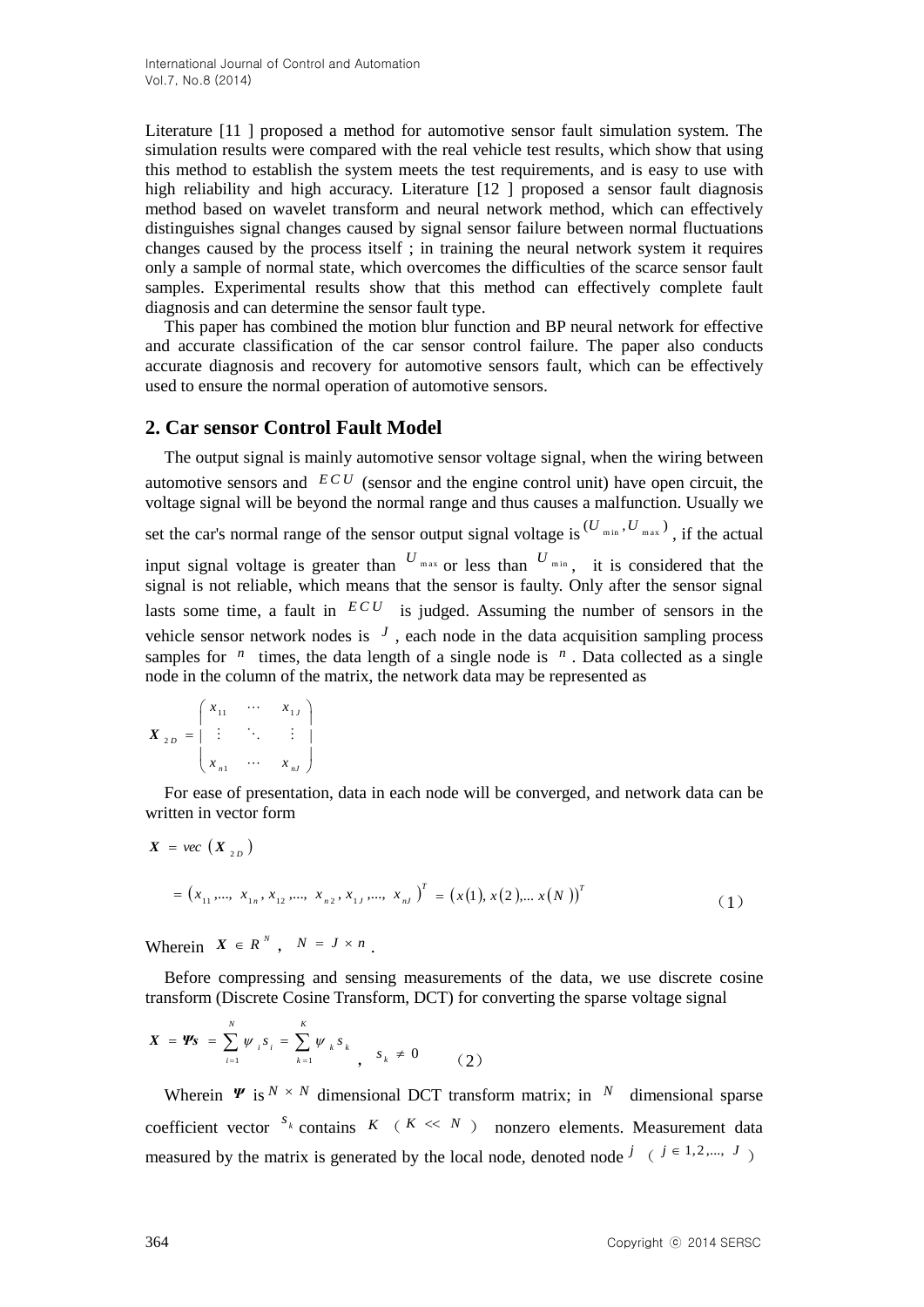Literature [11 ] proposed a method for automotive sensor fault simulation system. The simulation results were compared with the real vehicle test results, which show that using this method to establish the system meets the test requirements, and is easy to use with high reliability and high accuracy. Literature [12 ] proposed a sensor fault diagnosis method based on wavelet transform and neural network method, which can effectively distinguishes signal changes caused by signal sensor failure between normal fluctuations changes caused by the process itself ; in training the neural network system it requires only a sample of normal state, which overcomes the difficulties of the scarce sensor fault samples. Experimental results show that this method can effectively complete fault diagnosis and can determine the sensor fault type.

This paper has combined the motion blur function and BP neural network for effective and accurate classification of the car sensor control failure. The paper also conducts accurate diagnosis and recovery for automotive sensors fault, which can be effectively used to ensure the normal operation of automotive sensors.

## 2. Car sensor Control Fault Model

The output signal is mainly automotive sensor voltage signal, when the wiring between automotive sensors and $ECU$ (sensor and the engine control unit) have open circuit, the voltage signal will be beyond the normal range and thus causes a malfunction. Usually we set the car's normal range of the sensor output signal voltage is $(U_{\min}, U_{\max})$, if the actual input signal voltage is greater than $U_{\max}$ or less than $U_{\min}$, it is considered that the signal is not reliable, which means that the sensor is faulty. Only after the sensor signal lasts some time, a fault in $ECU$ is judged. Assuming the number of sensors in the vehicle sensor network nodes is $J$, each node in the data acquisition sampling process samples for $n$ times, the data length of a single node is $n$. Data collected as a single node in the column of the matrix, the network data may be represented as

$$
\boldsymbol{X}_{2D} = \begin{pmatrix} x_{11} & \cdots & x_{1J} \\ \vdots & \ddots & \vdots \\ x_{n1} & \cdots & x_{nJ} \end{pmatrix}
$$

For ease of presentation, data in each node will be converged, and network data can be written in vector form

$$
\begin{aligned}
\boldsymbol{X} &= vec\left(\boldsymbol{X}_{2D}\right) \\
&= \left(x_{11},\ldots, x_{1n}, x_{12},\ldots, x_{n2}, x_{1J},\ldots, x_{nJ}\right)^{T} = \left(x(1), x(2),\ldots x(N)\right)^{T}
\end{aligned}
\qquad (1)
$$

Wherein $\boldsymbol{X} \in R^{N}$, $N = J \times n$.

Before compressing and sensing measurements of the data, we use discrete cosine transform (Discrete Cosine Transform, DCT) for converting the sparse voltage signal

$$
\boldsymbol{X} = \boldsymbol{\Psi s} = \sum_{i=1}^{N} \psi_i s_i = \sum_{k=1}^{K} \psi_k s_k \,, \quad s_k \neq 0 \qquad (2)
$$

Wherein $\boldsymbol{\Psi}$ is $N \times N$ dimensional DCT transform matrix; in $N$ dimensional sparse coefficient vector $s_k$ contains $K$ ($K << N$) nonzero elements. Measurement data measured by the matrix is generated by the local node, denoted node $j$ ($j \in 1, 2, \ldots, J$)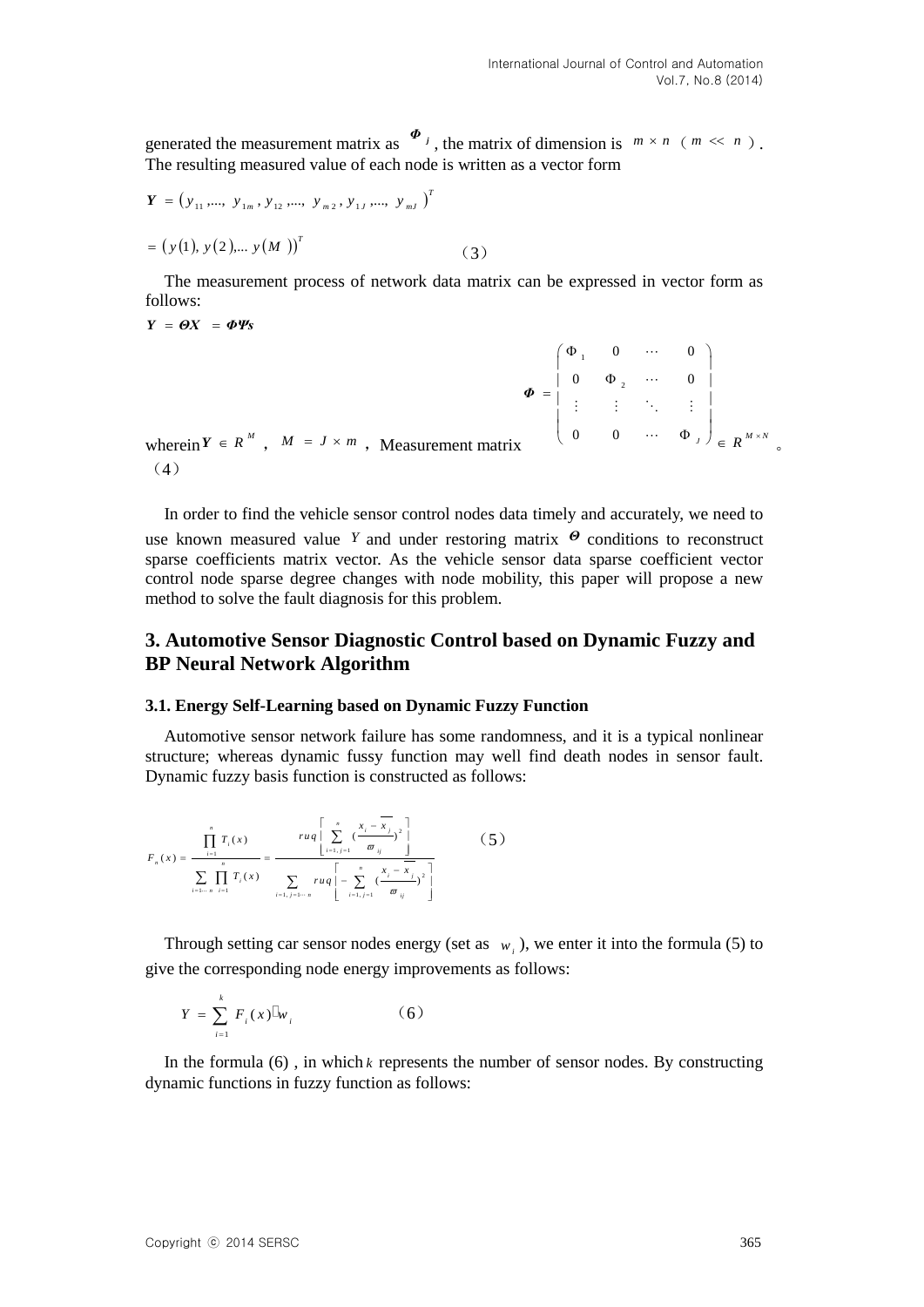generated the measurement matrix as $\boldsymbol{\Phi}_j$, the matrix of dimension is $m \times n$ （$m << n$）. The resulting measured value of each node is written as a vector form

$$\boldsymbol{Y} = \left(y_{11},..., y_{1m}, y_{12},..., y_{m2}, y_{1J},..., y_{mJ}\right)^T$$

$$= \left(y(1), y(2),... y(M)\right)^T \qquad (3)$$

The measurement process of network data matrix can be expressed in vector form as follows:

$$\boldsymbol{Y} = \boldsymbol{\Theta X} = \boldsymbol{\Phi \Psi s}$$

wherein $\boldsymbol{Y} \in R^M$ , $M = J \times m$ , Measurement matrix $\boldsymbol{\Phi} = \begin{pmatrix} \Phi_1 & 0 & \cdots & 0 \\ 0 & \Phi_2 & \cdots & 0 \\ \vdots & \vdots & \ddots & \vdots \\ 0 & 0 & \cdots & \Phi_J \end{pmatrix} \in R^{M \times N}$ 。 （4）

In order to find the vehicle sensor control nodes data timely and accurately, we need to use known measured value $Y$ and under restoring matrix $\boldsymbol{\Theta}$ conditions to reconstruct sparse coefficients matrix vector. As the vehicle sensor data sparse coefficient vector control node sparse degree changes with node mobility, this paper will propose a new method to solve the fault diagnosis for this problem.

## 3. Automotive Sensor Diagnostic Control based on Dynamic Fuzzy and BP Neural Network Algorithm

### 3.1. Energy Self-Learning based on Dynamic Fuzzy Function

Automotive sensor network failure has some randomness, and it is a typical nonlinear structure; whereas dynamic fussy function may well find death nodes in sensor fault. Dynamic fuzzy basis function is constructed as follows:

$$F_n(x) = \frac{\prod_{i=1}^{n} T_i(x)}{\sum_{i=1\cdots n} \prod_{i=1}^{n} T_i(x)} = \frac{ruq\left[\sum_{i=1,j=1}^{n} \left(\frac{x_i - \overline{x_j}}{\varpi_{ij}}\right)^2\right]}{\sum_{i=1,j=1\cdots n} ruq\left[-\sum_{i=1,j=1}^{n} \left(\frac{x_i - \overline{x_j}}{\varpi_{ij}}\right)^2\right]} \qquad (5)$$

Through setting car sensor nodes energy (set as $w_i$), we enter it into the formula (5) to give the corresponding node energy improvements as follows:

$$Y = \sum_{i=1}^{k} F_i(x) \cdot w_i \qquad (6)$$

In the formula (6) , in which $k$ represents the number of sensor nodes. By constructing dynamic functions in fuzzy function as follows: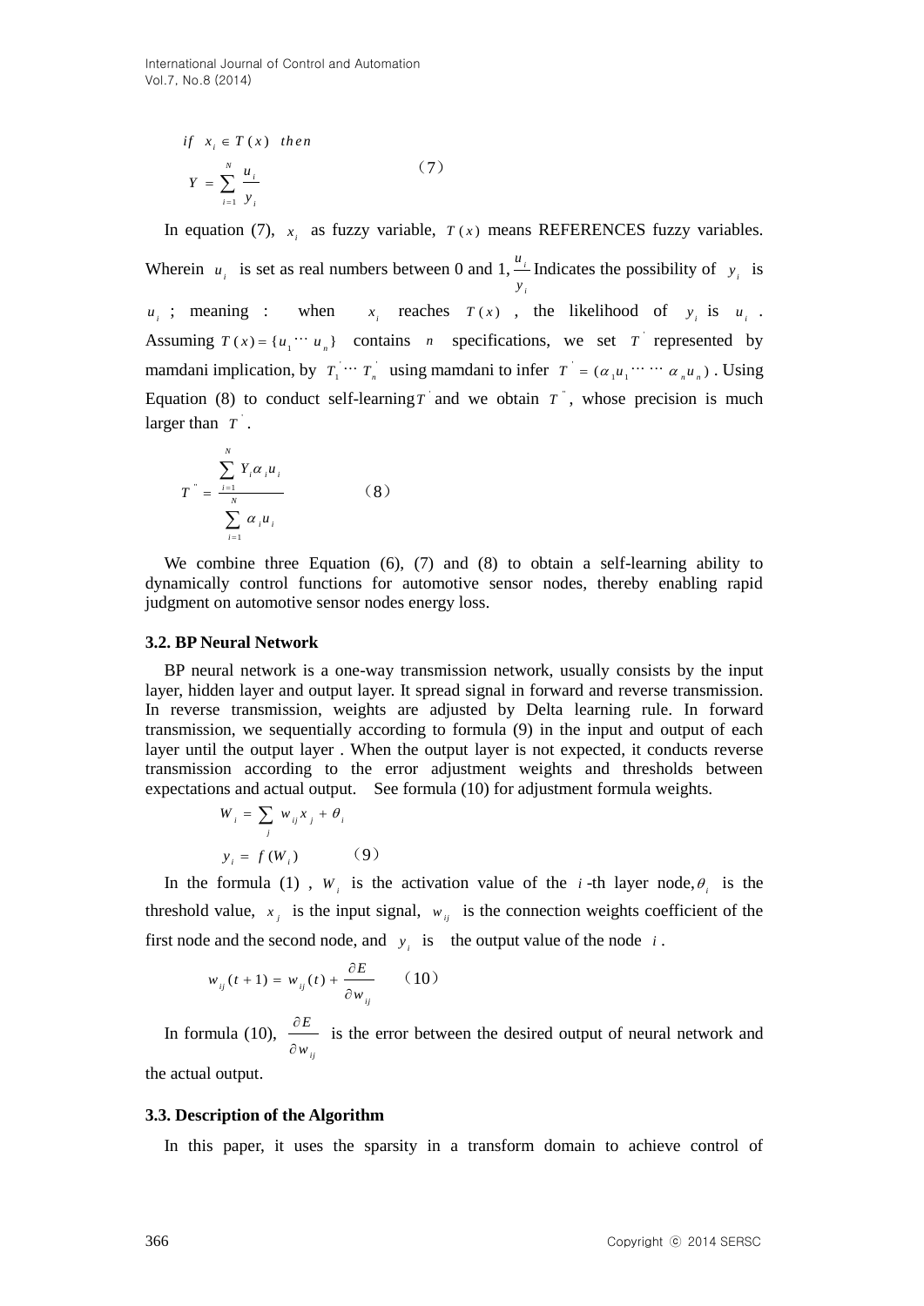$$if \;\; x_i \in T(x) \;\; then$$

$$Y = \sum_{i=1}^{N} \frac{u_i}{y_i} \qquad (7)$$

In equation (7), $x_i$ as fuzzy variable, $T(x)$ means REFERENCES fuzzy variables. Wherein $u_i$ is set as real numbers between 0 and 1, $\frac{u_i}{y_i}$ Indicates the possibility of $y_i$ is $u_i$ ; meaning : when $x_i$ reaches $T(x)$ , the likelihood of $y_i$ is $u_i$ . Assuming $T(x) = \{u_1 \cdots u_n\}$ contains $n$ specifications, we set $T^{'}$ represented by mamdani implication, by $T_1^{'} \cdots T_n^{'}$ using mamdani to infer $T^{'} = (\alpha_1 u_1 \cdots \cdots \alpha_n u_n)$ . Using Equation (8) to conduct self-learning $T^{'}$ and we obtain $T^{''}$, whose precision is much larger than $T^{'}$.

$$T^{''} = \frac{\sum_{i=1}^{N} Y_i \alpha_i u_i}{\sum_{i=1}^{N} \alpha_i u_i} \qquad (8)$$

We combine three Equation (6), (7) and (8) to obtain a self-learning ability to dynamically control functions for automotive sensor nodes, thereby enabling rapid judgment on automotive sensor nodes energy loss.

### 3.2. BP Neural Network

BP neural network is a one-way transmission network, usually consists by the input layer, hidden layer and output layer. It spread signal in forward and reverse transmission. In reverse transmission, weights are adjusted by Delta learning rule. In forward transmission, we sequentially according to formula (9) in the input and output of each layer until the output layer . When the output layer is not expected, it conducts reverse transmission according to the error adjustment weights and thresholds between expectations and actual output. See formula (10) for adjustment formula weights.

$$W_i = \sum_j w_{ij} x_j + \theta_i$$

$$y_i = f(W_i) \qquad (9)$$

In the formula (1) , $W_i$ is the activation value of the $i$ -th layer node, $\theta_i$ is the threshold value, $x_j$ is the input signal, $w_{ij}$ is the connection weights coefficient of the first node and the second node, and $y_i$ is the output value of the node $i$ .

$$w_{ij}(t+1) = w_{ij}(t) + \frac{\partial E}{\partial w_{ij}} \qquad (10)$$

In formula (10), $\frac{\partial E}{\partial w_{ij}}$ is the error between the desired output of neural network and the actual output.

### 3.3. Description of the Algorithm

In this paper, it uses the sparsity in a transform domain to achieve control of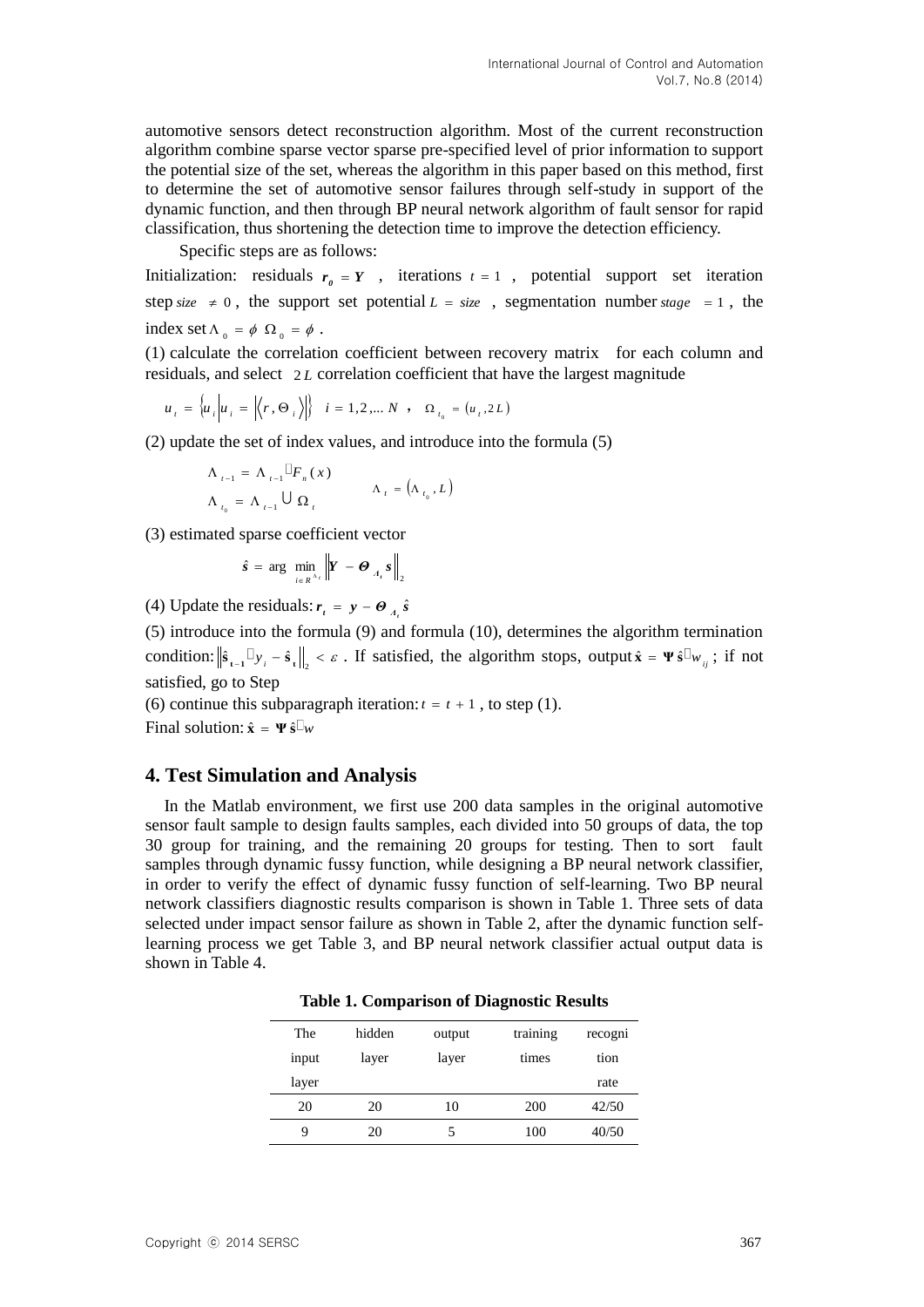automotive sensors detect reconstruction algorithm. Most of the current reconstruction algorithm combine sparse vector sparse pre-specified level of prior information to support the potential size of the set, whereas the algorithm in this paper based on this method, first to determine the set of automotive sensor failures through self-study in support of the dynamic function, and then through BP neural network algorithm of fault sensor for rapid classification, thus shortening the detection time to improve the detection efficiency.

Specific steps are as follows:

Initialization: residuals $r_0 = Y$ , iterations $t = 1$ , potential support set iteration step $size \neq 0$ , the support set potential $L = size$ , segmentation number $stage = 1$ , the index set $\Lambda_0 = \phi \;\; \Omega_0 = \phi$ .

(1) calculate the correlation coefficient between recovery matrix for each column and residuals, and select $2L$ correlation coefficient that have the largest magnitude

$$u_t = \{u_i | u_i = |\langle r, \Theta_i \rangle|\} \quad i = 1,2,...N \;\;, \quad \Omega_{t_0} = (u_t, 2L)$$

(2) update the set of index values, and introduce into the formula (5)

$$\Lambda_{t-1} = \Lambda_{t-1} \square F_n(x) \qquad \Lambda_t = (\Lambda_{t_0}, L)$$
$$\Lambda_{t_0} = \Lambda_{t-1} \cup \Omega_t$$

(3) estimated sparse coefficient vector

$$\hat{s} = \arg \min_{i \in R^{\Lambda_t}} \| Y - \Theta_{\Lambda_t} s \|_2$$

(4) Update the residuals: $r_t = y - \Theta_{\Lambda_t} \hat{s}$

(5) introduce into the formula (9) and formula (10), determines the algorithm termination condition: $\| \hat{s}_{t-1} \square y_i - \hat{s}_t \|_2 < \varepsilon$ . If satisfied, the algorithm stops, output $\hat{x} = \Psi \hat{s} \square w_{ij}$ ; if not satisfied, go to Step

(6) continue this subparagraph iteration: $t = t + 1$ , to step (1).

Final solution: $\hat{x} = \Psi \hat{s} \square w$

## 4. Test Simulation and Analysis

In the Matlab environment, we first use 200 data samples in the original automotive sensor fault sample to design faults samples, each divided into 50 groups of data, the top 30 group for training, and the remaining 20 groups for testing. Then to sort fault samples through dynamic fussy function, while designing a BP neural network classifier, in order to verify the effect of dynamic fussy function of self-learning. Two BP neural network classifiers diagnostic results comparison is shown in Table 1. Three sets of data selected under impact sensor failure as shown in Table 2, after the dynamic function self-learning process we get Table 3, and BP neural network classifier actual output data is shown in Table 4.

**Table 1. Comparison of Diagnostic Results**

| The input layer | hidden layer | output layer | training times | recognition rate |
|---|---|---|---|---|
| 20 | 20 | 10 | 200 | 42/50 |
| 9 | 20 | 5 | 100 | 40/50 |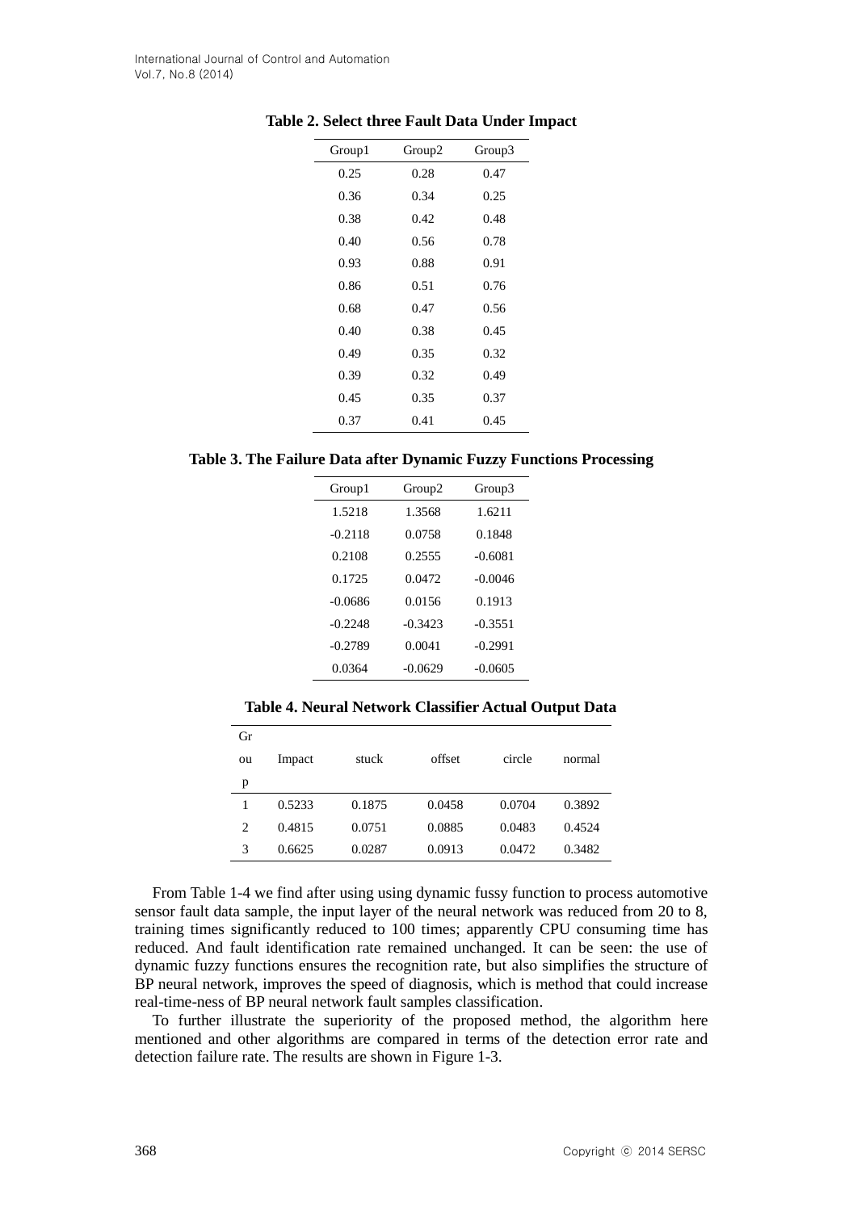**Table 2. Select three Fault Data Under Impact**

| Group1 | Group2 | Group3 |
|---|---|---|
| 0.25 | 0.28 | 0.47 |
| 0.36 | 0.34 | 0.25 |
| 0.38 | 0.42 | 0.48 |
| 0.40 | 0.56 | 0.78 |
| 0.93 | 0.88 | 0.91 |
| 0.86 | 0.51 | 0.76 |
| 0.68 | 0.47 | 0.56 |
| 0.40 | 0.38 | 0.45 |
| 0.49 | 0.35 | 0.32 |
| 0.39 | 0.32 | 0.49 |
| 0.45 | 0.35 | 0.37 |
| 0.37 | 0.41 | 0.45 |

**Table 3. The Failure Data after Dynamic Fuzzy Functions Processing**

| Group1 | Group2 | Group3 |
|---|---|---|
| 1.5218 | 1.3568 | 1.6211 |
| -0.2118 | 0.0758 | 0.1848 |
| 0.2108 | 0.2555 | -0.6081 |
| 0.1725 | 0.0472 | -0.0046 |
| -0.0686 | 0.0156 | 0.1913 |
| -0.2248 | -0.3423 | -0.3551 |
| -0.2789 | 0.0041 | -0.2991 |
| 0.0364 | -0.0629 | -0.0605 |

**Table 4. Neural Network Classifier Actual Output Data**

| Group | Impact | stuck | offset | circle | normal |
|---|---|---|---|---|---|
| 1 | 0.5233 | 0.1875 | 0.0458 | 0.0704 | 0.3892 |
| 2 | 0.4815 | 0.0751 | 0.0885 | 0.0483 | 0.4524 |
| 3 | 0.6625 | 0.0287 | 0.0913 | 0.0472 | 0.3482 |

From Table 1-4 we find after using using dynamic fussy function to process automotive sensor fault data sample, the input layer of the neural network was reduced from 20 to 8, training times significantly reduced to 100 times; apparently CPU consuming time has reduced. And fault identification rate remained unchanged. It can be seen: the use of dynamic fuzzy functions ensures the recognition rate, but also simplifies the structure of BP neural network, improves the speed of diagnosis, which is method that could increase real-time-ness of BP neural network fault samples classification.

To further illustrate the superiority of the proposed method, the algorithm here mentioned and other algorithms are compared in terms of the detection error rate and detection failure rate. The results are shown in Figure 1-3.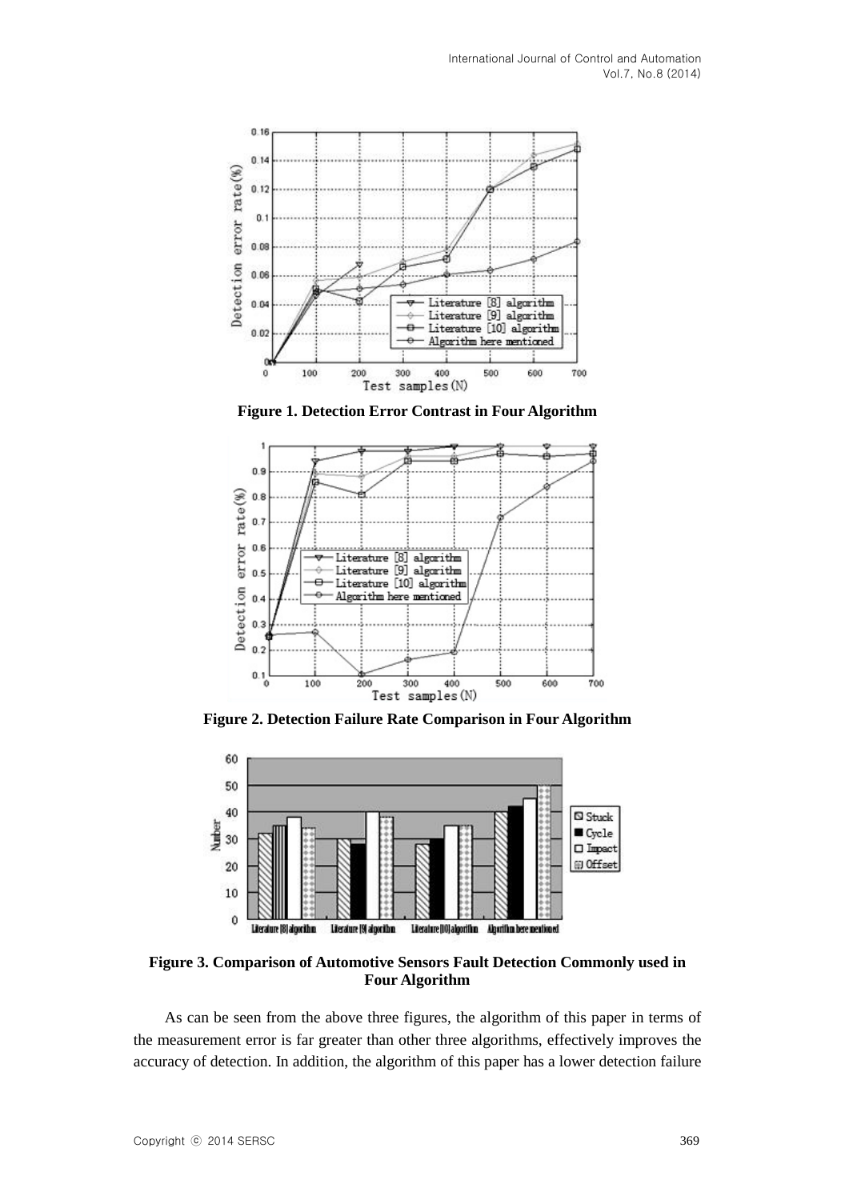Figure 1. Detection Error Contrast in Four Algorithm

Figure 2. Detection Failure Rate Comparison in Four Algorithm

Figure 3. Comparison of Automotive Sensors Fault Detection Commonly used in Four Algorithm

As can be seen from the above three figures, the algorithm of this paper in terms of the measurement error is far greater than other three algorithms, effectively improves the accuracy of detection. In addition, the algorithm of this paper has a lower detection failure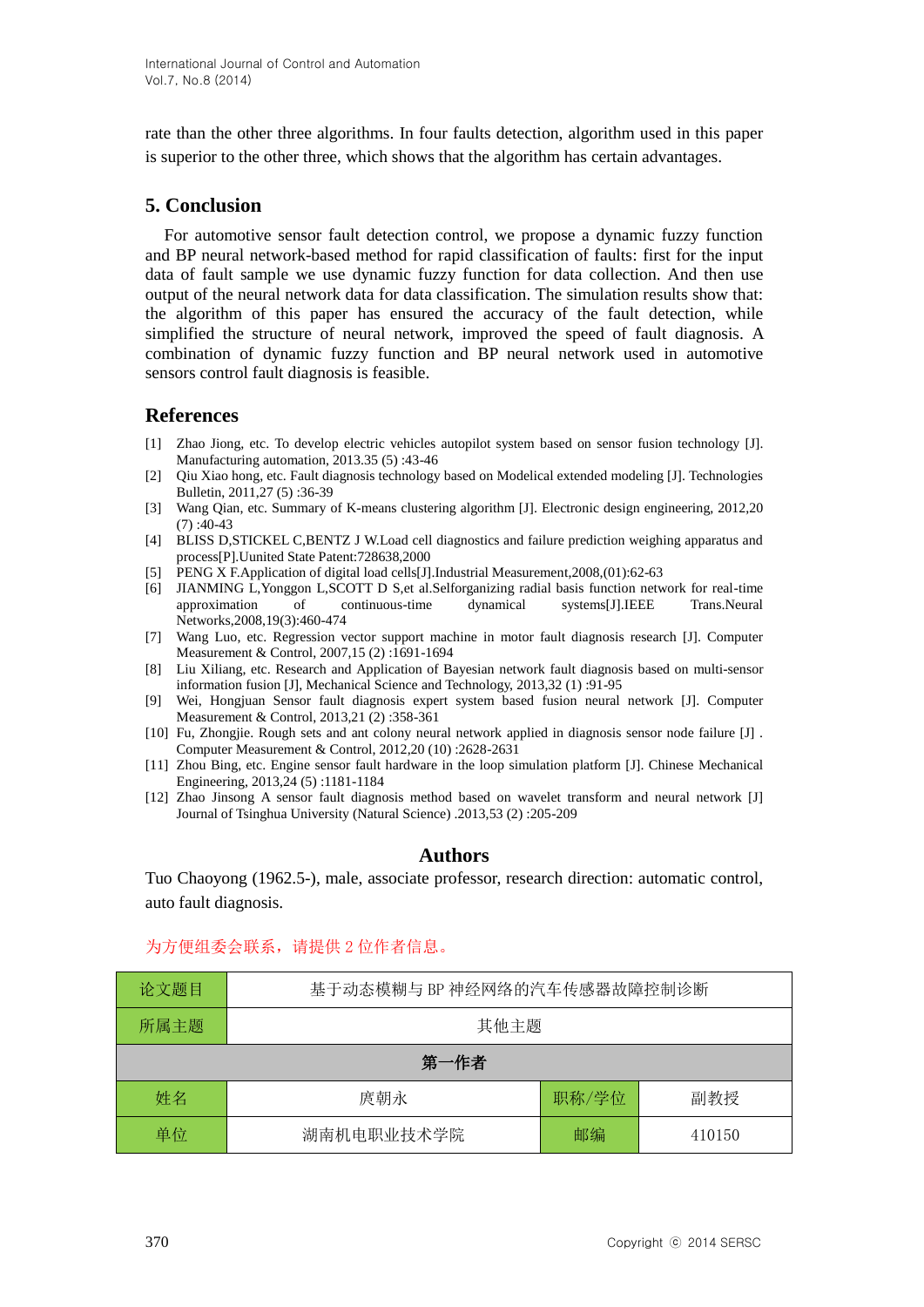rate than the other three algorithms. In four faults detection, algorithm used in this paper is superior to the other three, which shows that the algorithm has certain advantages.

## 5. Conclusion

For automotive sensor fault detection control, we propose a dynamic fuzzy function and BP neural network-based method for rapid classification of faults: first for the input data of fault sample we use dynamic fuzzy function for data collection. And then use output of the neural network data for data classification. The simulation results show that: the algorithm of this paper has ensured the accuracy of the fault detection, while simplified the structure of neural network, improved the speed of fault diagnosis. A combination of dynamic fuzzy function and BP neural network used in automotive sensors control fault diagnosis is feasible.

## References

[1] Zhao Jiong, etc. To develop electric vehicles autopilot system based on sensor fusion technology [J]. Manufacturing automation, 2013.35 (5) :43-46

[2] Qiu Xiao hong, etc. Fault diagnosis technology based on Modelical extended modeling [J]. Technologies Bulletin, 2011,27 (5) :36-39

[3] Wang Qian, etc. Summary of K-means clustering algorithm [J]. Electronic design engineering, 2012,20 (7) :40-43

[4] BLISS D,STICKEL C,BENTZ J W.Load cell diagnostics and failure prediction weighing apparatus and process[P].Uunited State Patent:728638,2000

[5] PENG X F.Application of digital load cells[J].Industrial Measurement,2008,(01):62-63

[6] JIANMING L,Yonggon L,SCOTT D S,et al.Selforganizing radial basis function network for real-time approximation of continuous-time dynamical systems[J].IEEE Trans.Neural Networks,2008,19(3):460-474

[7] Wang Luo, etc. Regression vector support machine in motor fault diagnosis research [J]. Computer Measurement & Control, 2007,15 (2) :1691-1694

[8] Liu Xiliang, etc. Research and Application of Bayesian network fault diagnosis based on multi-sensor information fusion [J], Mechanical Science and Technology, 2013,32 (1) :91-95

[9] Wei, Hongjuan Sensor fault diagnosis expert system based fusion neural network [J]. Computer Measurement & Control, 2013,21 (2) :358-361

[10] Fu, Zhongjie. Rough sets and ant colony neural network applied in diagnosis sensor node failure [J] . Computer Measurement & Control, 2012,20 (10) :2628-2631

[11] Zhou Bing, etc. Engine sensor fault hardware in the loop simulation platform [J]. Chinese Mechanical Engineering, 2013,24 (5) :1181-1184

[12] Zhao Jinsong A sensor fault diagnosis method based on wavelet transform and neural network [J] Journal of Tsinghua University (Natural Science) .2013,53 (2) :205-209

## Authors

Tuo Chaoyong (1962.5-), male, associate professor, research direction: automatic control, auto fault diagnosis.

为方便组委会联系，请提供 2 位作者信息。

| 论文题目 | 基于动态模糊与 BP 神经网络的汽车传感器故障控制诊断 | | |
|---|---|---|---|
| 所属主题 | 其他主题 | | |
| 第一作者 | | | |
| 姓名 | 庹朝永 | 职称/学位 | 副教授 |
| 单位 | 湖南机电职业技术学院 | 邮编 | 410150 |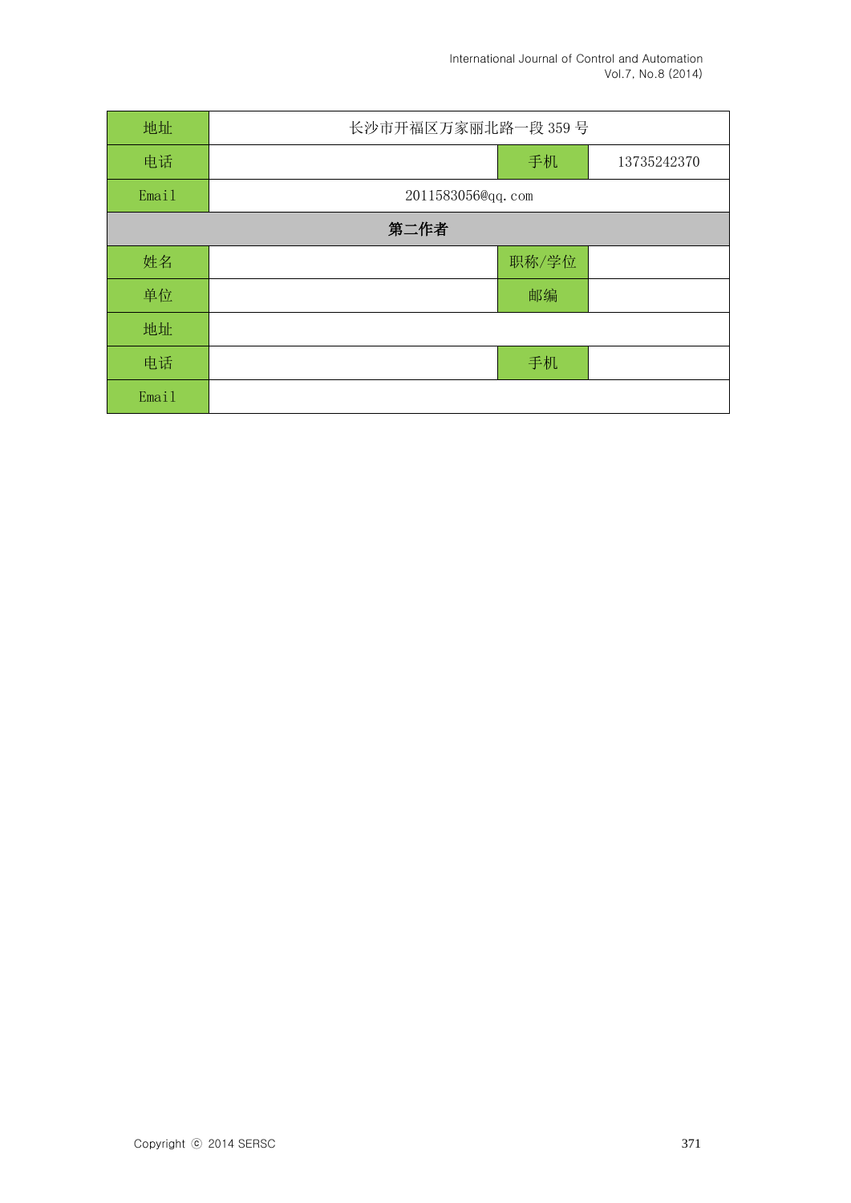| 地址 | 长沙市开福区万家丽北路一段 359 号 | | |
| --- | --- | --- | --- |
| 电话 | | 手机 | 13735242370 |
| Email | 2011583056@qq.com | | |
| **第二作者** | | | |
| 姓名 | | 职称/学位 | |
| 单位 | | 邮编 | |
| 地址 | | | |
| 电话 | | 手机 | |
| Email | | | |